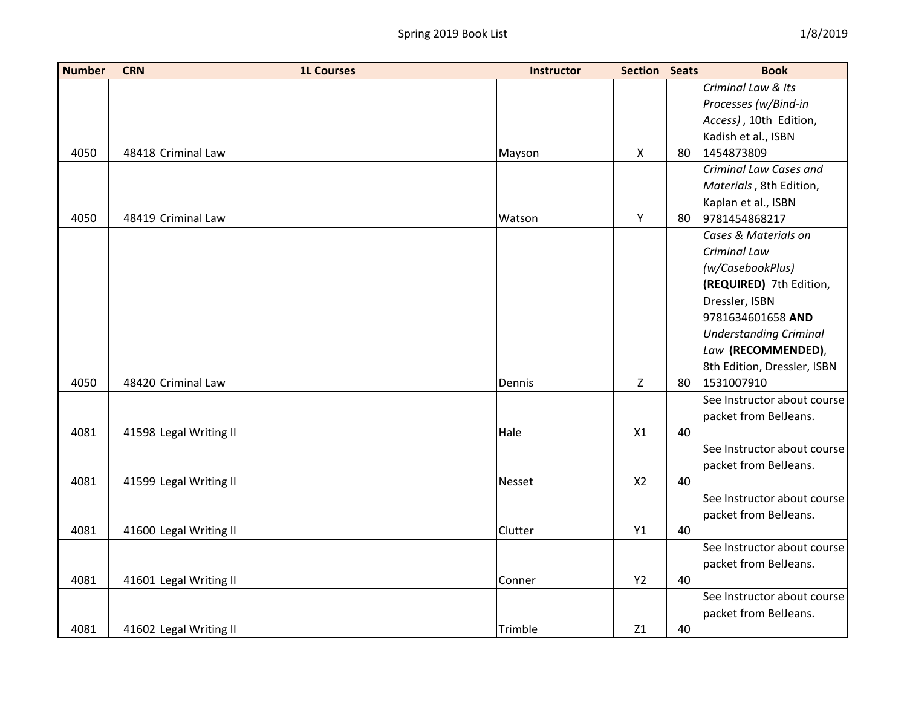Spring 2019 Book List

1/8/2019

| Number | CRN | 1L Courses | Instructor | Section | Seats | Book |
|---|---|---|---|---|---|---|
| 4050 | 48418 | Criminal Law | Mayson | X | 80 | *Criminal Law & Its Processes (w/Bind-in Access)* , 10th Edition, Kadish et al., ISBN 1454873809 |
| 4050 | 48419 | Criminal Law | Watson | Y | 80 | *Criminal Law Cases and Materials* , 8th Edition, Kaplan et al., ISBN 9781454868217 |
| 4050 | 48420 | Criminal Law | Dennis | Z | 80 | *Cases & Materials on Criminal Law (w/CasebookPlus)* **(REQUIRED)** 7th Edition, Dressler, ISBN 9781634601658 **AND** *Understanding Criminal Law* **(RECOMMENDED)**, 8th Edition, Dressler, ISBN 1531007910 |
| 4081 | 41598 | Legal Writing II | Hale | X1 | 40 | See Instructor about course packet from BelJeans. |
| 4081 | 41599 | Legal Writing II | Nesset | X2 | 40 | See Instructor about course packet from BelJeans. |
| 4081 | 41600 | Legal Writing II | Clutter | Y1 | 40 | See Instructor about course packet from BelJeans. |
| 4081 | 41601 | Legal Writing II | Conner | Y2 | 40 | See Instructor about course packet from BelJeans. |
| 4081 | 41602 | Legal Writing II | Trimble | Z1 | 40 | See Instructor about course packet from BelJeans. |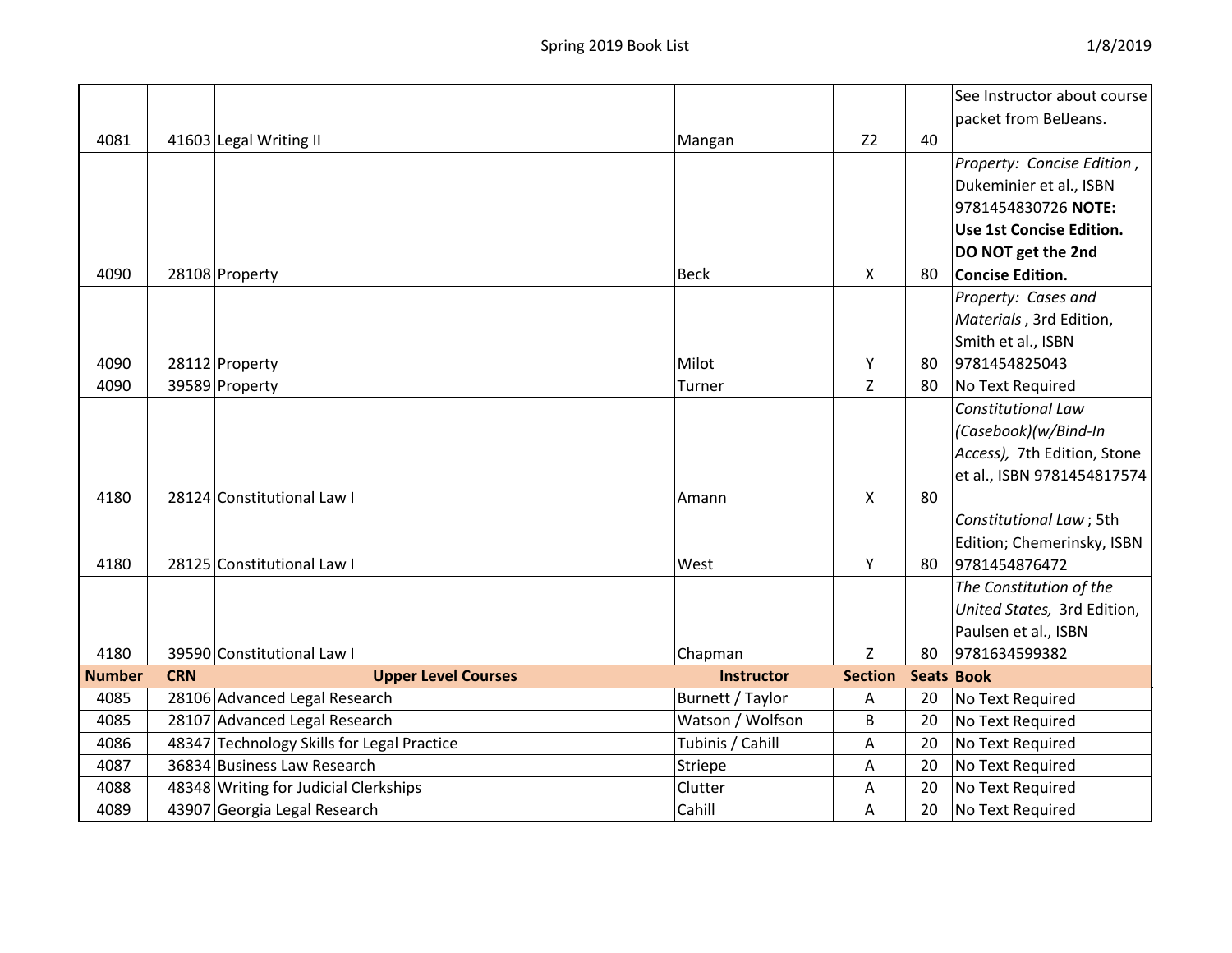| | | | | | | |
|---|---|---|---|---|---|---|
| 4081 | 41603 | Legal Writing II | Mangan | Z2 | 40 | See Instructor about course packet from BelJeans. |
| 4090 | 28108 | Property | Beck | X | 80 | *Property: Concise Edition* , Dukeminier et al., ISBN 9781454830726 **NOTE: Use 1st Concise Edition. DO NOT get the 2nd Concise Edition.** |
| 4090 | 28112 | Property | Milot | Y | 80 | *Property: Cases and Materials* , 3rd Edition, Smith et al., ISBN 9781454825043 |
| 4090 | 39589 | Property | Turner | Z | 80 | No Text Required |
| 4180 | 28124 | Constitutional Law I | Amann | X | 80 | *Constitutional Law (Casebook)(w/Bind-In Access),* 7th Edition, Stone et al., ISBN 9781454817574 |
| 4180 | 28125 | Constitutional Law I | West | Y | 80 | *Constitutional Law* ; 5th Edition; Chemerinsky, ISBN 9781454876472 |
| 4180 | 39590 | Constitutional Law I | Chapman | Z | 80 | *The Constitution of the United States,* 3rd Edition, Paulsen et al., ISBN 9781634599382 |
| **Number** | **CRN** | **Upper Level Courses** | **Instructor** | **Section** | **Seats** | **Book** |
| 4085 | 28106 | Advanced Legal Research | Burnett / Taylor | A | 20 | No Text Required |
| 4085 | 28107 | Advanced Legal Research | Watson / Wolfson | B | 20 | No Text Required |
| 4086 | 48347 | Technology Skills for Legal Practice | Tubinis / Cahill | A | 20 | No Text Required |
| 4087 | 36834 | Business Law Research | Striepe | A | 20 | No Text Required |
| 4088 | 48348 | Writing for Judicial Clerkships | Clutter | A | 20 | No Text Required |
| 4089 | 43907 | Georgia Legal Research | Cahill | A | 20 | No Text Required |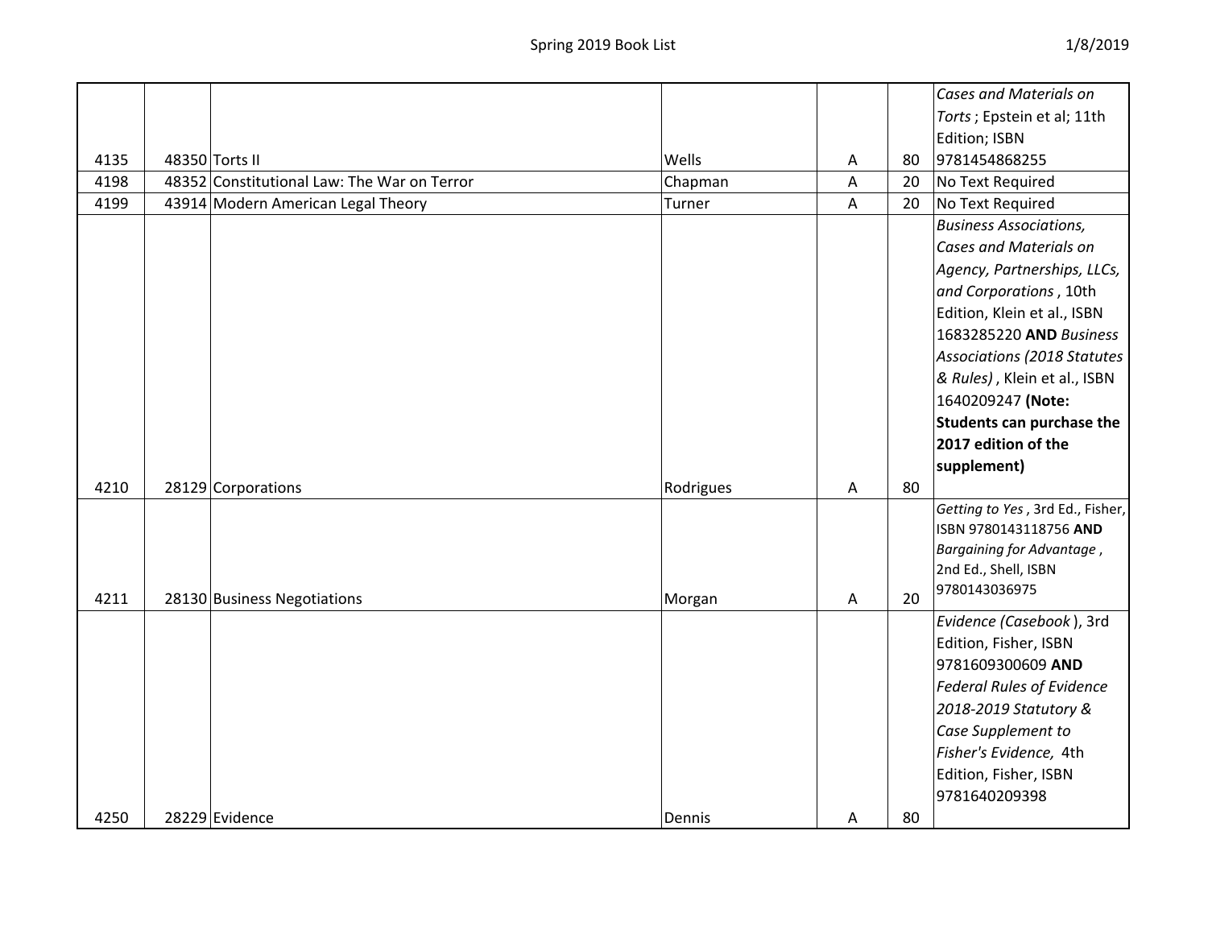| | | | | | | |
|---|---|---|---|---|---|---|
| 4135 | 48350 | Torts II | Wells | A | 80 | *Cases and Materials on Torts* ; Epstein et al; 11th Edition; ISBN 9781454868255 |
| 4198 | 48352 | Constitutional Law: The War on Terror | Chapman | A | 20 | No Text Required |
| 4199 | 43914 | Modern American Legal Theory | Turner | A | 20 | No Text Required |
| 4210 | 28129 | Corporations | Rodrigues | A | 80 | *Business Associations, Cases and Materials on Agency, Partnerships, LLCs, and Corporations* , 10th Edition, Klein et al., ISBN 1683285220 **AND** *Business Associations (2018 Statutes & Rules)* , Klein et al., ISBN 1640209247 **(Note: Students can purchase the 2017 edition of the supplement)** |
| 4211 | 28130 | Business Negotiations | Morgan | A | 20 | *Getting to Yes* , 3rd Ed., Fisher, ISBN 9780143118756 **AND** *Bargaining for Advantage* , 2nd Ed., Shell, ISBN 9780143036975 |
| 4250 | 28229 | Evidence | Dennis | A | 80 | *Evidence (Casebook* ), 3rd Edition, Fisher, ISBN 9781609300609 **AND** *Federal Rules of Evidence 2018-2019 Statutory & Case Supplement to Fisher's Evidence,* 4th Edition, Fisher, ISBN 9781640209398 |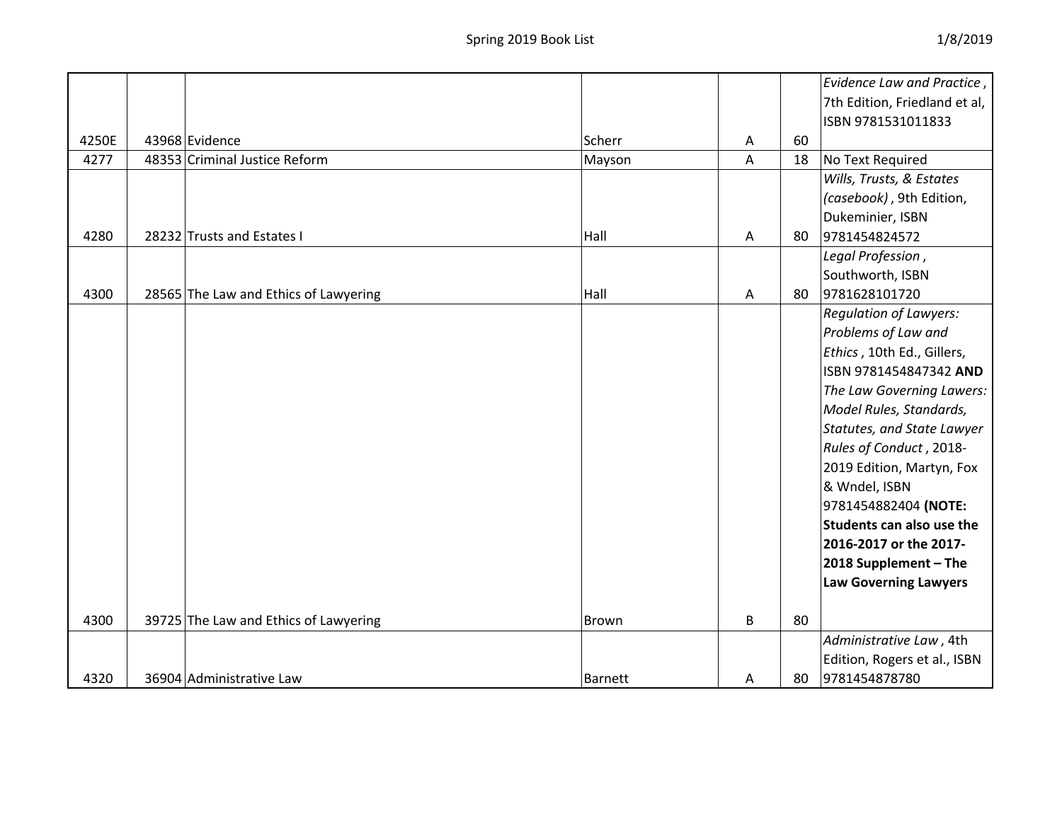| | | | | | | |
|---|---|---|---|---|---|---|
| 4250E | 43968 | Evidence | Scherr | A | 60 | *Evidence Law and Practice*, 7th Edition, Friedland et al, ISBN 9781531011833 |
| 4277 | 48353 | Criminal Justice Reform | Mayson | A | 18 | No Text Required |
| 4280 | 28232 | Trusts and Estates I | Hall | A | 80 | *Wills, Trusts, & Estates (casebook)*, 9th Edition, Dukeminier, ISBN 9781454824572 |
| 4300 | 28565 | The Law and Ethics of Lawyering | Hall | A | 80 | *Legal Profession*, Southworth, ISBN 9781628101720 |
| 4300 | 39725 | The Law and Ethics of Lawyering | Brown | B | 80 | *Regulation of Lawyers: Problems of Law and Ethics*, 10th Ed., Gillers, ISBN 9781454847342 **AND** *The Law Governing Lawers: Model Rules, Standards, Statutes, and State Lawyer Rules of Conduct*, 2018-2019 Edition, Martyn, Fox & Wndel, ISBN 9781454882404 **(NOTE: Students can also use the 2016-2017 or the 2017-2018 Supplement – The Law Governing Lawyers** |
| 4320 | 36904 | Administrative Law | Barnett | A | 80 | *Administrative Law*, 4th Edition, Rogers et al., ISBN 9781454878780 |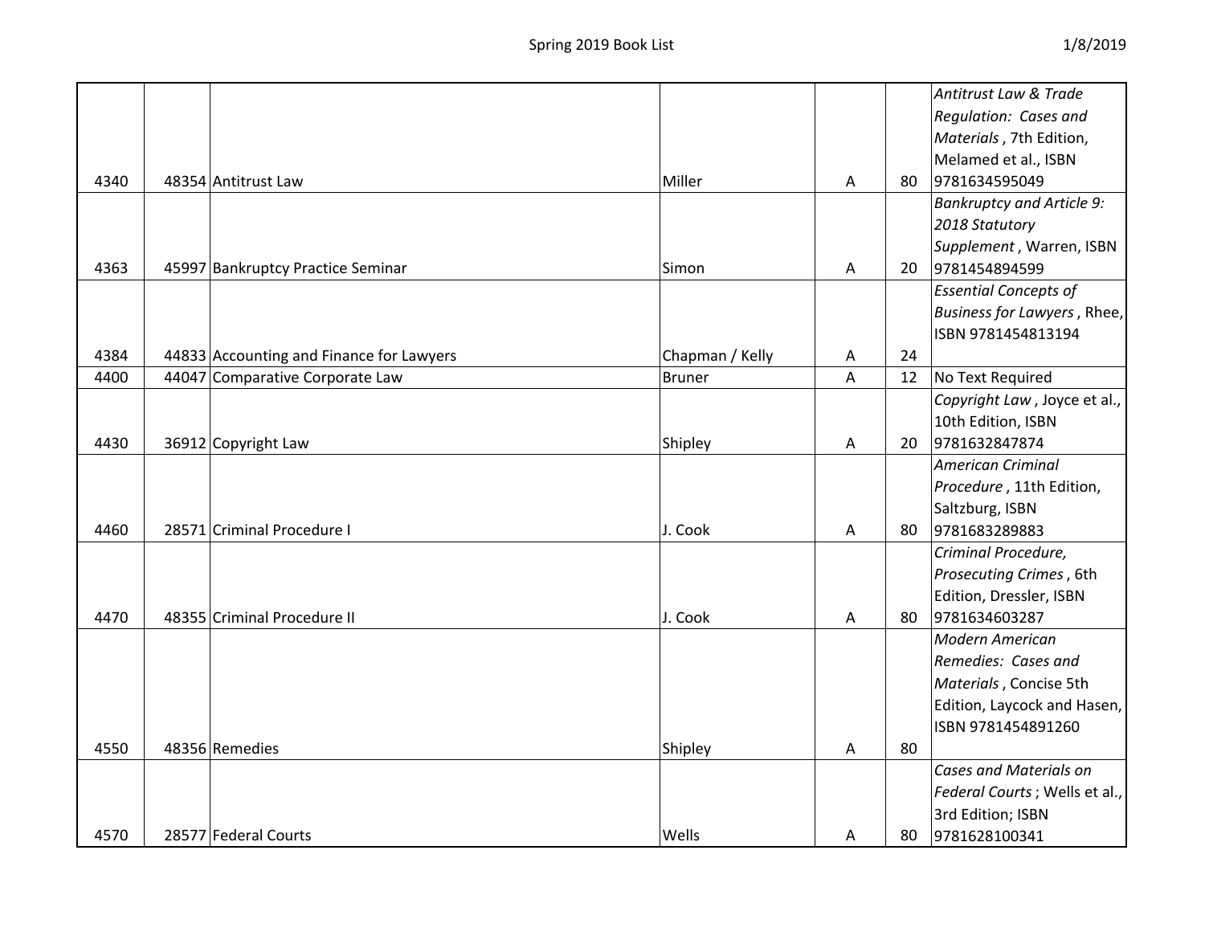| | | | | | | |
|---|---|---|---|---|---|---|
| 4340 | 48354 | Antitrust Law | Miller | A | 80 | *Antitrust Law & Trade Regulation: Cases and Materials* , 7th Edition, Melamed et al., ISBN 9781634595049 |
| 4363 | 45997 | Bankruptcy Practice Seminar | Simon | A | 20 | *Bankruptcy and Article 9: 2018 Statutory Supplement* , Warren, ISBN 9781454894599 |
| 4384 | 44833 | Accounting and Finance for Lawyers | Chapman / Kelly | A | 24 | *Essential Concepts of Business for Lawyers* , Rhee, ISBN 9781454813194 |
| 4400 | 44047 | Comparative Corporate Law | Bruner | A | 12 | No Text Required |
| 4430 | 36912 | Copyright Law | Shipley | A | 20 | *Copyright Law* , Joyce et al., 10th Edition, ISBN 9781632847874 |
| 4460 | 28571 | Criminal Procedure I | J. Cook | A | 80 | *American Criminal Procedure* , 11th Edition, Saltzburg, ISBN 9781683289883 |
| 4470 | 48355 | Criminal Procedure II | J. Cook | A | 80 | *Criminal Procedure, Prosecuting Crimes* , 6th Edition, Dressler, ISBN 9781634603287 |
| 4550 | 48356 | Remedies | Shipley | A | 80 | *Modern American Remedies: Cases and Materials* , Concise 5th Edition, Laycock and Hasen, ISBN 9781454891260 |
| 4570 | 28577 | Federal Courts | Wells | A | 80 | *Cases and Materials on Federal Courts* ; Wells et al., 3rd Edition; ISBN 9781628100341 |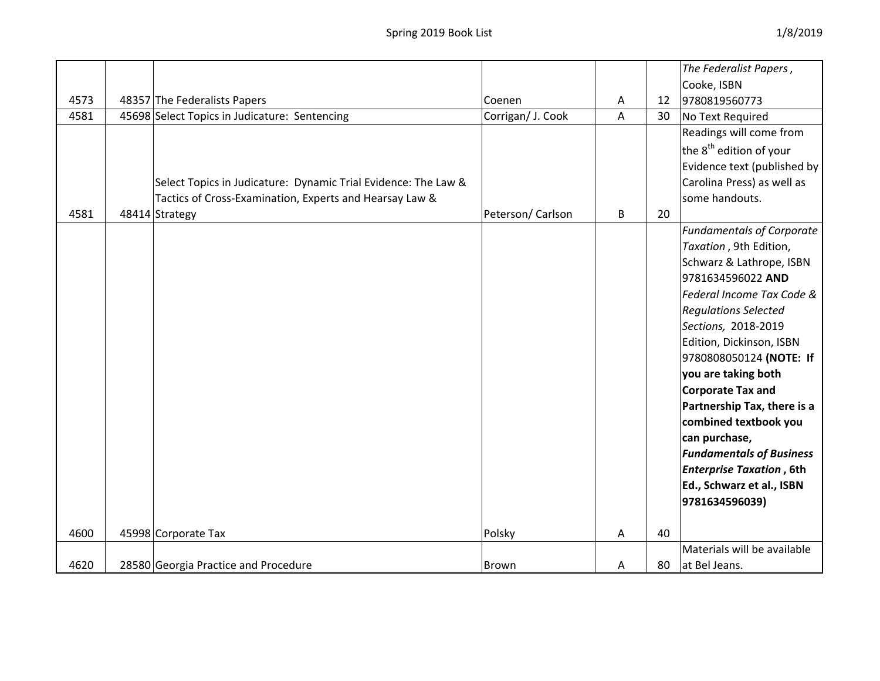| | | | | | | |
|---|---|---|---|---|---|---|
| 4573 | 48357 | The Federalists Papers | Coenen | A | 12 | *The Federalist Papers* , Cooke, ISBN 9780819560773 |
| 4581 | 45698 | Select Topics in Judicature: Sentencing | Corrigan/ J. Cook | A | 30 | No Text Required |
| 4581 | 48414 | Select Topics in Judicature: Dynamic Trial Evidence: The Law & Tactics of Cross-Examination, Experts and Hearsay Law & Strategy | Peterson/ Carlson | B | 20 | Readings will come from the 8th edition of your Evidence text (published by Carolina Press) as well as some handouts. |
| 4600 | 45998 | Corporate Tax | Polsky | A | 40 | *Fundamentals of Corporate Taxation* , 9th Edition, Schwarz & Lathrope, ISBN 9781634596022 **AND** *Federal Income Tax Code & Regulations Selected Sections,* 2018-2019 Edition, Dickinson, ISBN 9780808050124 **(NOTE: If you are taking both Corporate Tax and Partnership Tax, there is a combined textbook you can purchase, *Fundamentals of Business Enterprise Taxation* , 6th Ed., Schwarz et al., ISBN 9781634596039)** |
| 4620 | 28580 | Georgia Practice and Procedure | Brown | A | 80 | Materials will be available at Bel Jeans. |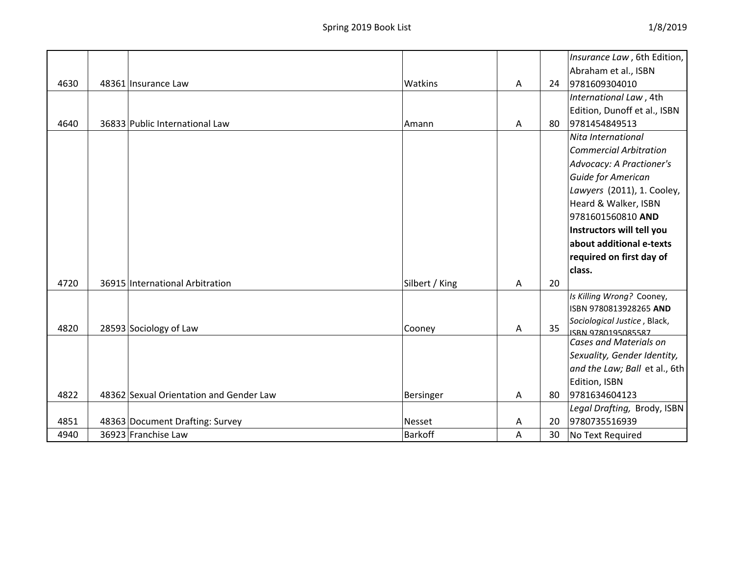| | | | | | | |
|---|---|---|---|---|---|---|
| 4630 | 48361 | Insurance Law | Watkins | A | 24 | *Insurance Law* , 6th Edition, Abraham et al., ISBN 9781609304010 |
| 4640 | 36833 | Public International Law | Amann | A | 80 | *International Law* , 4th Edition, Dunoff et al., ISBN 9781454849513 |
| 4720 | 36915 | International Arbitration | Silbert / King | A | 20 | *Nita International Commercial Arbitration Advocacy: A Practioner's Guide for American Lawyers* (2011), 1. Cooley, Heard & Walker, ISBN 9781601560810 **AND Instructors will tell you about additional e-texts required on first day of class.** |
| 4820 | 28593 | Sociology of Law | Cooney | A | 35 | *Is Killing Wrong?* Cooney, ISBN 9780813928265 **AND** *Sociological Justice* , Black, ISBN 9780195085587 |
| 4822 | 48362 | Sexual Orientation and Gender Law | Bersinger | A | 80 | *Cases and Materials on Sexuality, Gender Identity, and the Law; Ball* et al., 6th Edition, ISBN 9781634604123 |
| 4851 | 48363 | Document Drafting: Survey | Nesset | A | 20 | *Legal Drafting,* Brody, ISBN 9780735516939 |
| 4940 | 36923 | Franchise Law | Barkoff | A | 30 | No Text Required |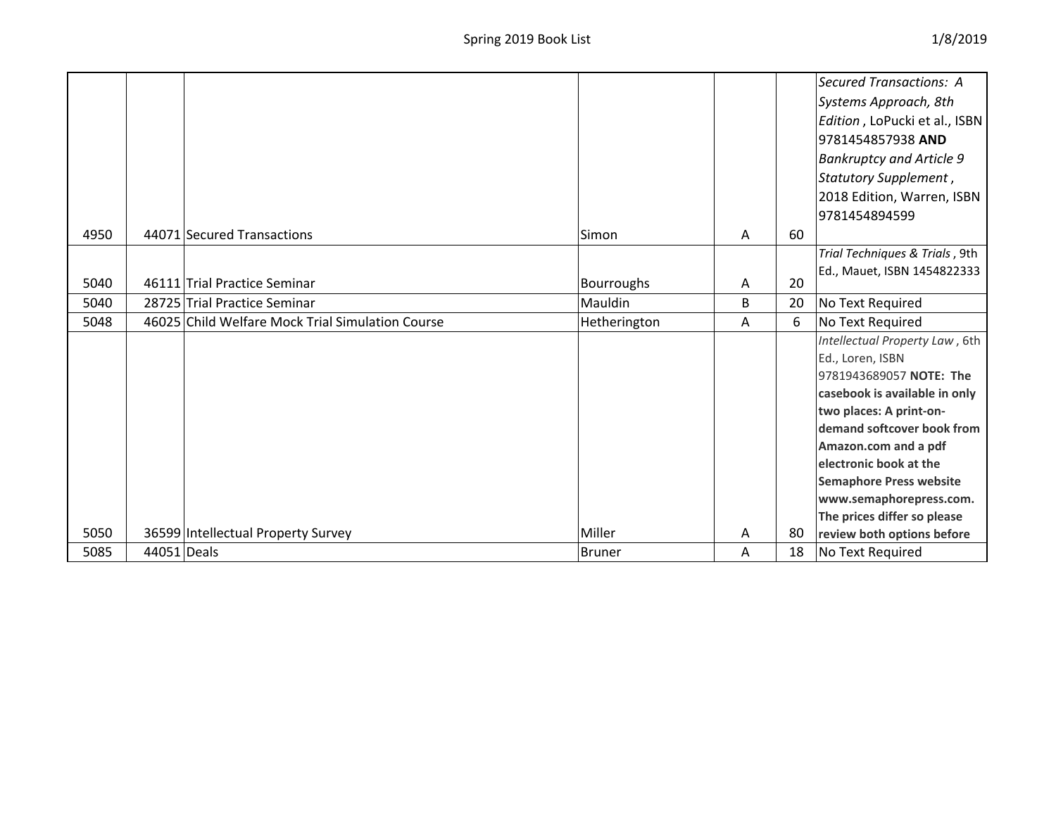| | | | | | | |
|---|---|---|---|---|---|---|
| 4950 | 44071 | Secured Transactions | Simon | A | 60 | *Secured Transactions: A Systems Approach, 8th Edition*, LoPucki et al., ISBN 9781454857938 **AND** *Bankruptcy and Article 9 Statutory Supplement*, 2018 Edition, Warren, ISBN 9781454894599 |
| 5040 | 46111 | Trial Practice Seminar | Bourroughs | A | 20 | *Trial Techniques & Trials*, 9th Ed., Mauet, ISBN 1454822333 |
| 5040 | 28725 | Trial Practice Seminar | Mauldin | B | 20 | No Text Required |
| 5048 | 46025 | Child Welfare Mock Trial Simulation Course | Hetherington | A | 6 | No Text Required |
| 5050 | 36599 | Intellectual Property Survey | Miller | A | 80 | *Intellectual Property Law*, 6th Ed., Loren, ISBN 9781943689057 **NOTE: The casebook is available in only two places: A print-on-demand softcover book from Amazon.com and a pdf electronic book at the Semaphore Press website www.semaphorepress.com. The prices differ so please review both options before** |
| 5085 | 44051 | Deals | Bruner | A | 18 | No Text Required |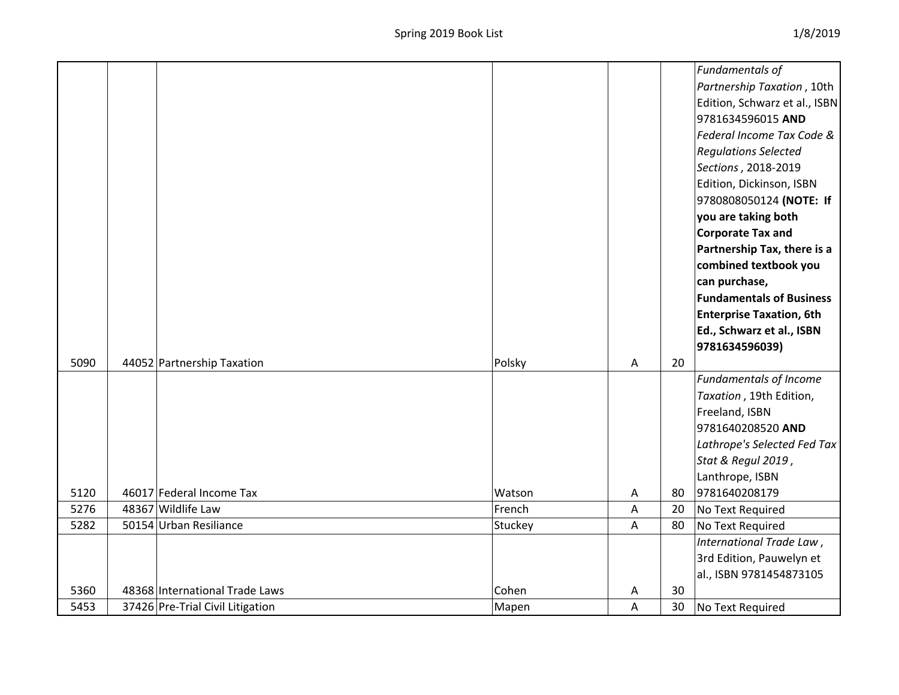| | | | | | | |
|---|---|---|---|---|---|---|
| 5090 | 44052 | Partnership Taxation | Polsky | A | 20 | *Fundamentals of Partnership Taxation* , 10th Edition, Schwarz et al., ISBN 9781634596015 **AND** *Federal Income Tax Code & Regulations Selected Sections* , 2018-2019 Edition, Dickinson, ISBN 9780808050124 **(NOTE: If you are taking both Corporate Tax and Partnership Tax, there is a combined textbook you can purchase, Fundamentals of Business Enterprise Taxation, 6th Ed., Schwarz et al., ISBN 9781634596039)** |
| 5120 | 46017 | Federal Income Tax | Watson | A | 80 | *Fundamentals of Income Taxation* , 19th Edition, Freeland, ISBN 9781640208520 **AND** *Lathrope's Selected Fed Tax Stat & Regul 2019* , Lanthrope, ISBN 9781640208179 |
| 5276 | 48367 | Wildlife Law | French | A | 20 | No Text Required |
| 5282 | 50154 | Urban Resiliance | Stuckey | A | 80 | No Text Required |
| 5360 | 48368 | International Trade Laws | Cohen | A | 30 | *International Trade Law* , 3rd Edition, Pauwelyn et al., ISBN 9781454873105 |
| 5453 | 37426 | Pre-Trial Civil Litigation | Mapen | A | 30 | No Text Required |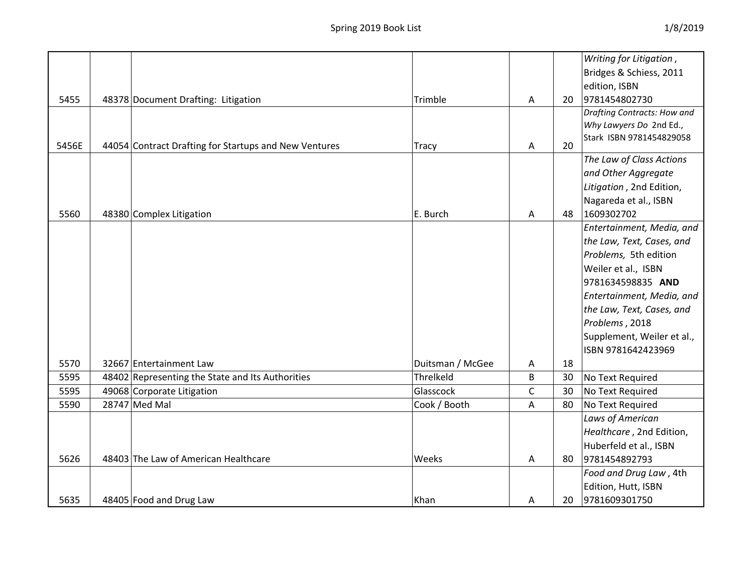| | | | | | | |
|---|---|---|---|---|---|---|
| 5455 | 48378 | Document Drafting: Litigation | Trimble | A | 20 | *Writing for Litigation*, Bridges & Schiess, 2011 edition, ISBN 9781454802730 |
| 5456E | 44054 | Contract Drafting for Startups and New Ventures | Tracy | A | 20 | *Drafting Contracts: How and Why Lawyers Do* 2nd Ed., Stark ISBN 9781454829058 |
| 5560 | 48380 | Complex Litigation | E. Burch | A | 48 | *The Law of Class Actions and Other Aggregate Litigation*, 2nd Edition, Nagareda et al., ISBN 1609302702 |
| 5570 | 32667 | Entertainment Law | Duitsman / McGee | A | 18 | *Entertainment, Media, and the Law, Text, Cases, and Problems,* 5th edition Weiler et al., ISBN 9781634598835 **AND** *Entertainment, Media, and the Law, Text, Cases, and Problems*, 2018 Supplement, Weiler et al., ISBN 9781642423969 |
| 5595 | 48402 | Representing the State and Its Authorities | Threlkeld | B | 30 | No Text Required |
| 5595 | 49068 | Corporate Litigation | Glasscock | C | 30 | No Text Required |
| 5590 | 28747 | Med Mal | Cook / Booth | A | 80 | No Text Required |
| 5626 | 48403 | The Law of American Healthcare | Weeks | A | 80 | *Laws of American Healthcare*, 2nd Edition, Huberfeld et al., ISBN 9781454892793 |
| 5635 | 48405 | Food and Drug Law | Khan | A | 20 | *Food and Drug Law*, 4th Edition, Hutt, ISBN 9781609301750 |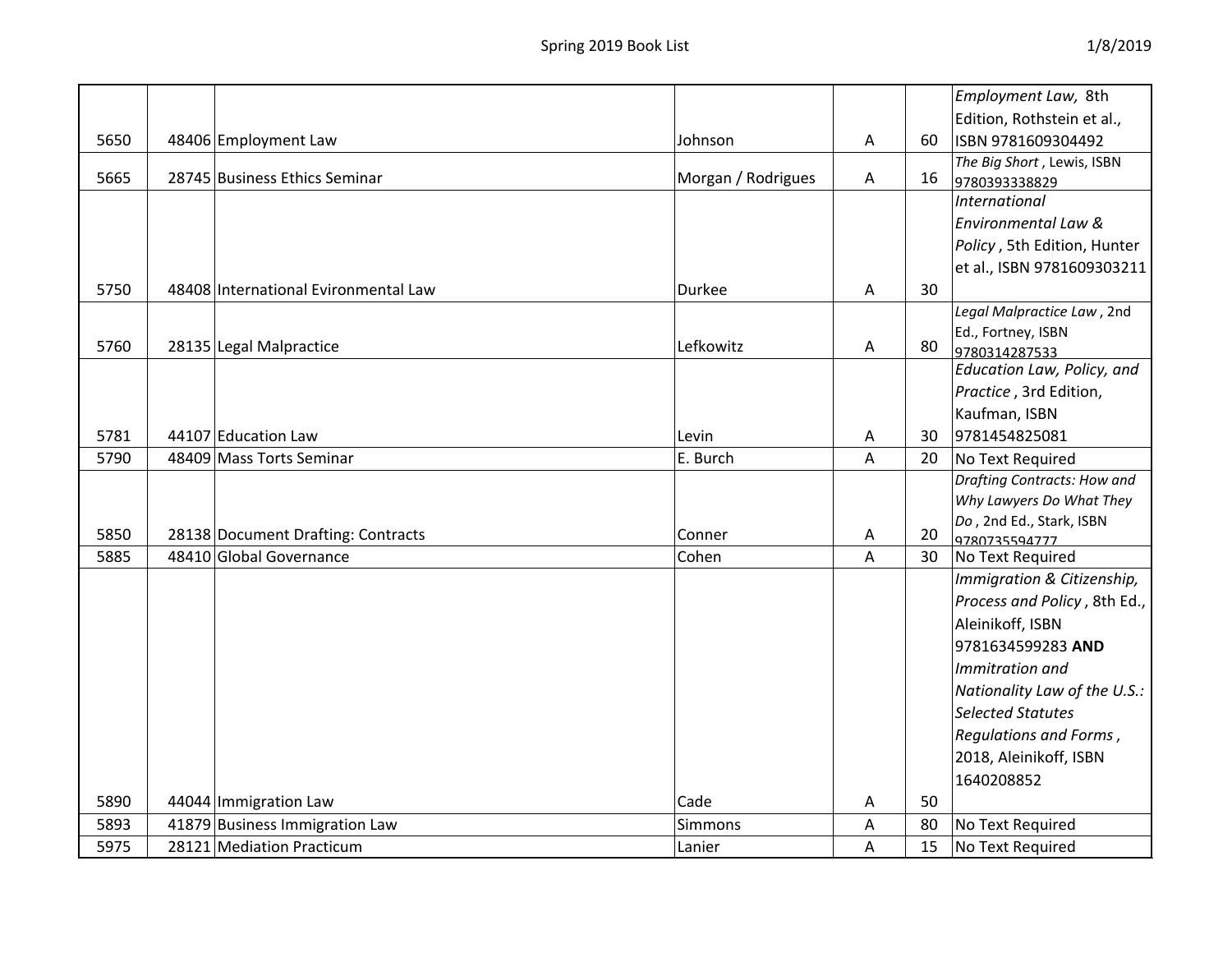| | | | | | | |
|---|---|---|---|---|---|---|
| 5650 | 48406 | Employment Law | Johnson | A | 60 | *Employment Law,* 8th Edition, Rothstein et al., ISBN 9781609304492 |
| 5665 | 28745 | Business Ethics Seminar | Morgan / Rodrigues | A | 16 | *The Big Short* , Lewis, ISBN 9780393338829 |
| 5750 | 48408 | International Evironmental Law | Durkee | A | 30 | *International Environmental Law & Policy* , 5th Edition, Hunter et al., ISBN 9781609303211 |
| 5760 | 28135 | Legal Malpractice | Lefkowitz | A | 80 | *Legal Malpractice Law* , 2nd Ed., Fortney, ISBN 9780314287533 |
| 5781 | 44107 | Education Law | Levin | A | 30 | *Education Law, Policy, and Practice* , 3rd Edition, Kaufman, ISBN 9781454825081 |
| 5790 | 48409 | Mass Torts Seminar | E. Burch | A | 20 | No Text Required |
| 5850 | 28138 | Document Drafting: Contracts | Conner | A | 20 | *Drafting Contracts: How and Why Lawyers Do What They Do* , 2nd Ed., Stark, ISBN 9780735594777 |
| 5885 | 48410 | Global Governance | Cohen | A | 30 | No Text Required |
| 5890 | 44044 | Immigration Law | Cade | A | 50 | *Immigration & Citizenship, Process and Policy* , 8th Ed., Aleinikoff, ISBN 9781634599283 **AND** *Immitration and Nationality Law of the U.S.: Selected Statutes Regulations and Forms* , 2018, Aleinikoff, ISBN 1640208852 |
| 5893 | 41879 | Business Immigration Law | Simmons | A | 80 | No Text Required |
| 5975 | 28121 | Mediation Practicum | Lanier | A | 15 | No Text Required |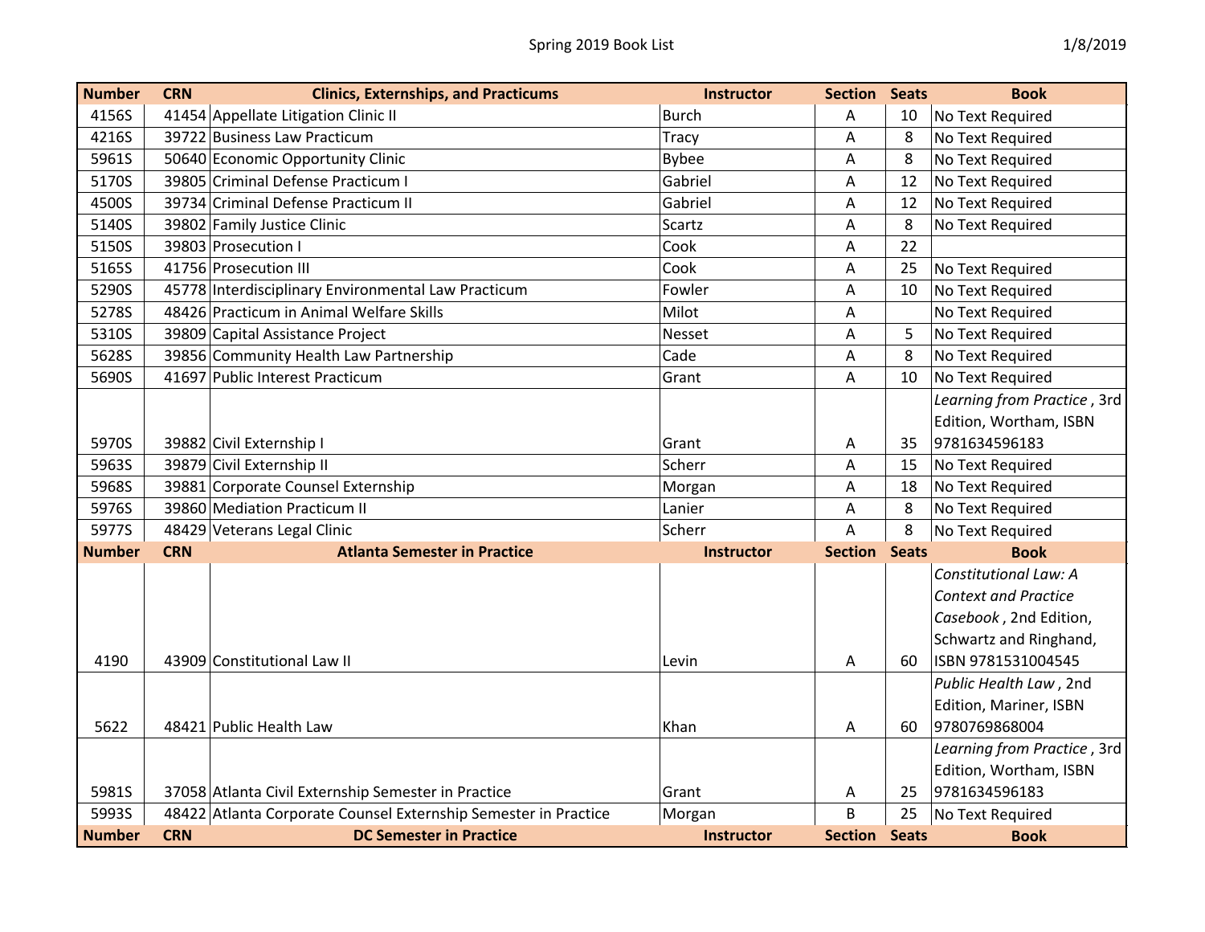# Spring 2019 Book List

1/8/2019

| Number | CRN | Clinics, Externships, and Practicums | Instructor | Section | Seats | Book |
|---|---|---|---|---|---|---|
| 4156S | 41454 | Appellate Litigation Clinic II | Burch | A | 10 | No Text Required |
| 4216S | 39722 | Business Law Practicum | Tracy | A | 8 | No Text Required |
| 5961S | 50640 | Economic Opportunity Clinic | Bybee | A | 8 | No Text Required |
| 5170S | 39805 | Criminal Defense Practicum I | Gabriel | A | 12 | No Text Required |
| 4500S | 39734 | Criminal Defense Practicum II | Gabriel | A | 12 | No Text Required |
| 5140S | 39802 | Family Justice Clinic | Scartz | A | 8 | No Text Required |
| 5150S | 39803 | Prosecution I | Cook | A | 22 | |
| 5165S | 41756 | Prosecution III | Cook | A | 25 | No Text Required |
| 5290S | 45778 | Interdisciplinary Environmental Law Practicum | Fowler | A | 10 | No Text Required |
| 5278S | 48426 | Practicum in Animal Welfare Skills | Milot | A | | No Text Required |
| 5310S | 39809 | Capital Assistance Project | Nesset | A | 5 | No Text Required |
| 5628S | 39856 | Community Health Law Partnership | Cade | A | 8 | No Text Required |
| 5690S | 41697 | Public Interest Practicum | Grant | A | 10 | No Text Required |
| 5970S | 39882 | Civil Externship I | Grant | A | 35 | *Learning from Practice* , 3rd Edition, Wortham, ISBN 9781634596183 |
| 5963S | 39879 | Civil Externship II | Scherr | A | 15 | No Text Required |
| 5968S | 39881 | Corporate Counsel Externship | Morgan | A | 18 | No Text Required |
| 5976S | 39860 | Mediation Practicum II | Lanier | A | 8 | No Text Required |
| 5977S | 48429 | Veterans Legal Clinic | Scherr | A | 8 | No Text Required |
| **Number** | **CRN** | **Atlanta Semester in Practice** | **Instructor** | **Section** | **Seats** | **Book** |
| 4190 | 43909 | Constitutional Law II | Levin | A | 60 | *Constitutional Law: A Context and Practice Casebook* , 2nd Edition, Schwartz and Ringhand, ISBN 9781531004545 |
| 5622 | 48421 | Public Health Law | Khan | A | 60 | *Public Health Law* , 2nd Edition, Mariner, ISBN 9780769868004 |
| 5981S | 37058 | Atlanta Civil Externship Semester in Practice | Grant | A | 25 | *Learning from Practice* , 3rd Edition, Wortham, ISBN 9781634596183 |
| 5993S | 48422 | Atlanta Corporate Counsel Externship Semester in Practice | Morgan | B | 25 | No Text Required |
| **Number** | **CRN** | **DC Semester in Practice** | **Instructor** | **Section** | **Seats** | **Book** |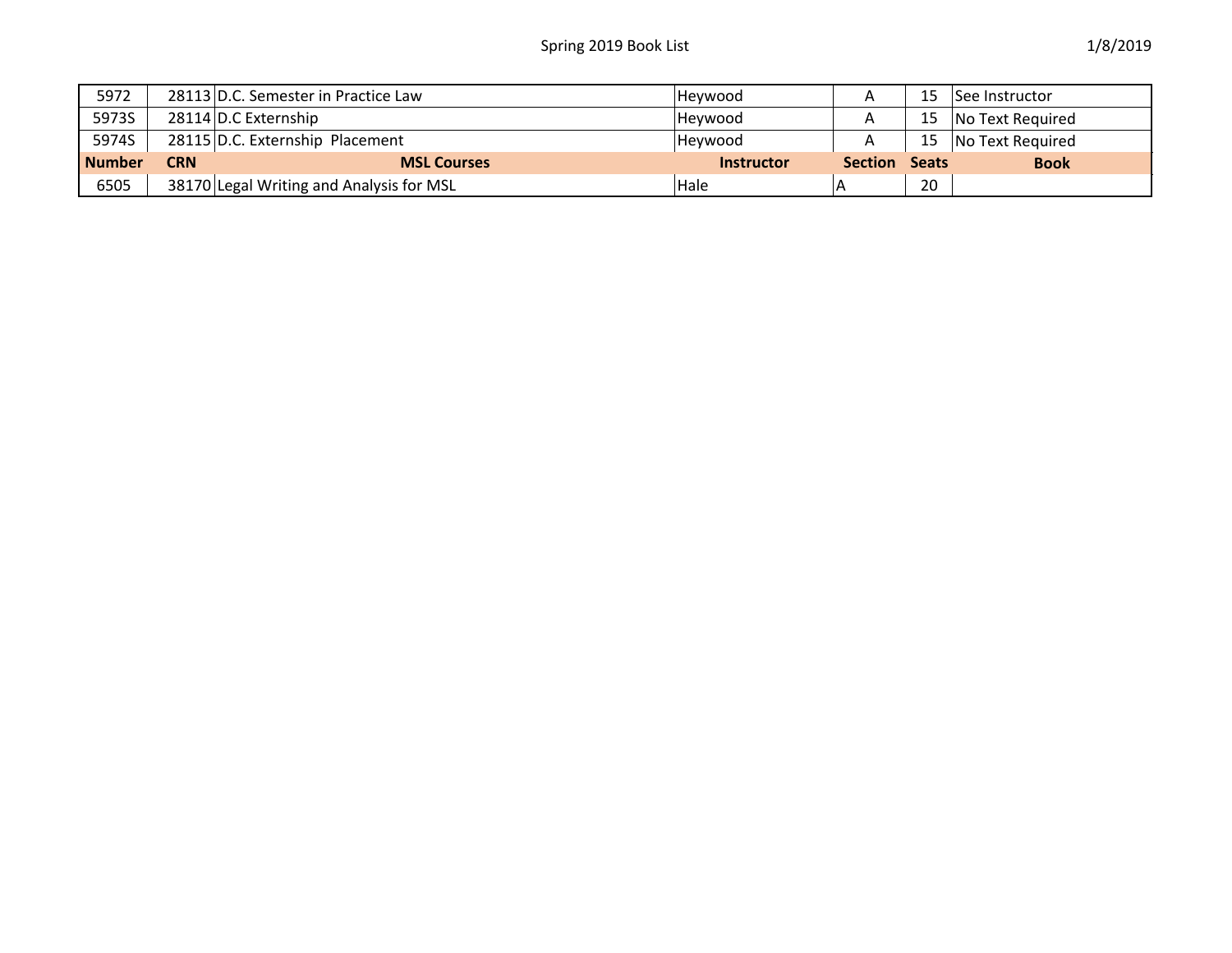| | | | | | | |
|---|---|---|---|---|---|---|
| 5972 | 28113 | D.C. Semester in Practice Law | Heywood | A | 15 | See Instructor |
| 5973S | 28114 | D.C Externship | Heywood | A | 15 | No Text Required |
| 5974S | 28115 | D.C. Externship Placement | Heywood | A | 15 | No Text Required |
| **Number** | **CRN** | **MSL Courses** | **Instructor** | **Section** | **Seats** | **Book** |
| 6505 | 38170 | Legal Writing and Analysis for MSL | Hale | A | 20 | |